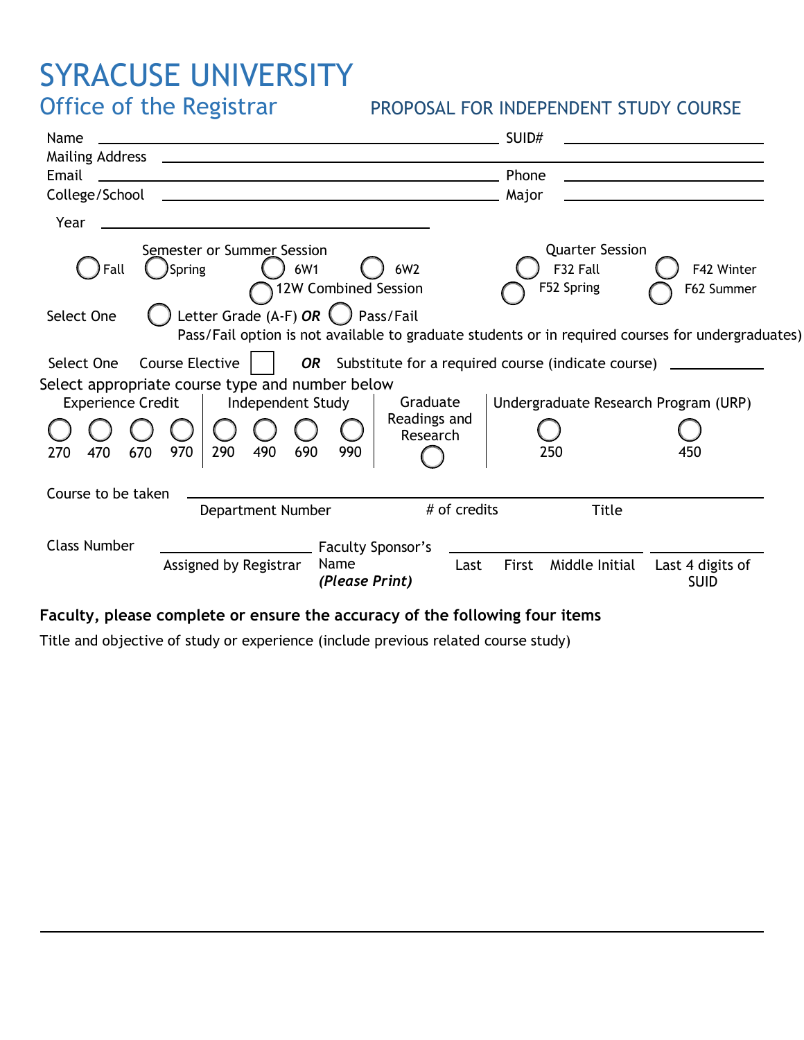# SYRACUSE UNIVERSITY

## Office of the Registrar

### PROPOSAL FOR INDEPENDENT STUDY COURSE

Name ______________________________ SUID# ______________

Mailing Address ______________________________________________

Email ______________________________ Phone ______________

College/School ______________________________ Major ______________

Year ______________________________

Semester or Summer Session: ◯ Fall ◯ Spring ◯ 6W1 ◯ 6W2 ◯ 12W Combined Session

Quarter Session: ◯ F32 Fall ◯ F42 Winter ◯ F52 Spring ◯ F62 Summer

Select One ◯ Letter Grade (A-F) ***OR*** ◯ Pass/Fail

Pass/Fail option is not available to graduate students or in required courses for undergraduates)

Select One Course Elective ☐ ***OR*** Substitute for a required course (indicate course) ______________

Select appropriate course type and number below

| Experience Credit | | | | Independent Study | | | | Graduate Readings and Research | Undergraduate Research Program (URP) | |
|---|---|---|---|---|---|---|---|---|---|---|
| ◯ 270 | ◯ 470 | ◯ 670 | ◯ 970 | ◯ 290 | ◯ 490 | ◯ 690 | ◯ 990 | ◯ | ◯ 250 | ◯ 450 |

Course to be taken ______________________________________________

Department Number # of credits Title

Class Number ______________ Faculty Sponsor's Name ***(Please Print)*** ______________ ______________

Assigned by Registrar Last First Middle Initial Last 4 digits of SUID

**Faculty, please complete or ensure the accuracy of the following four items**

Title and objective of study or experience (include previous related course study)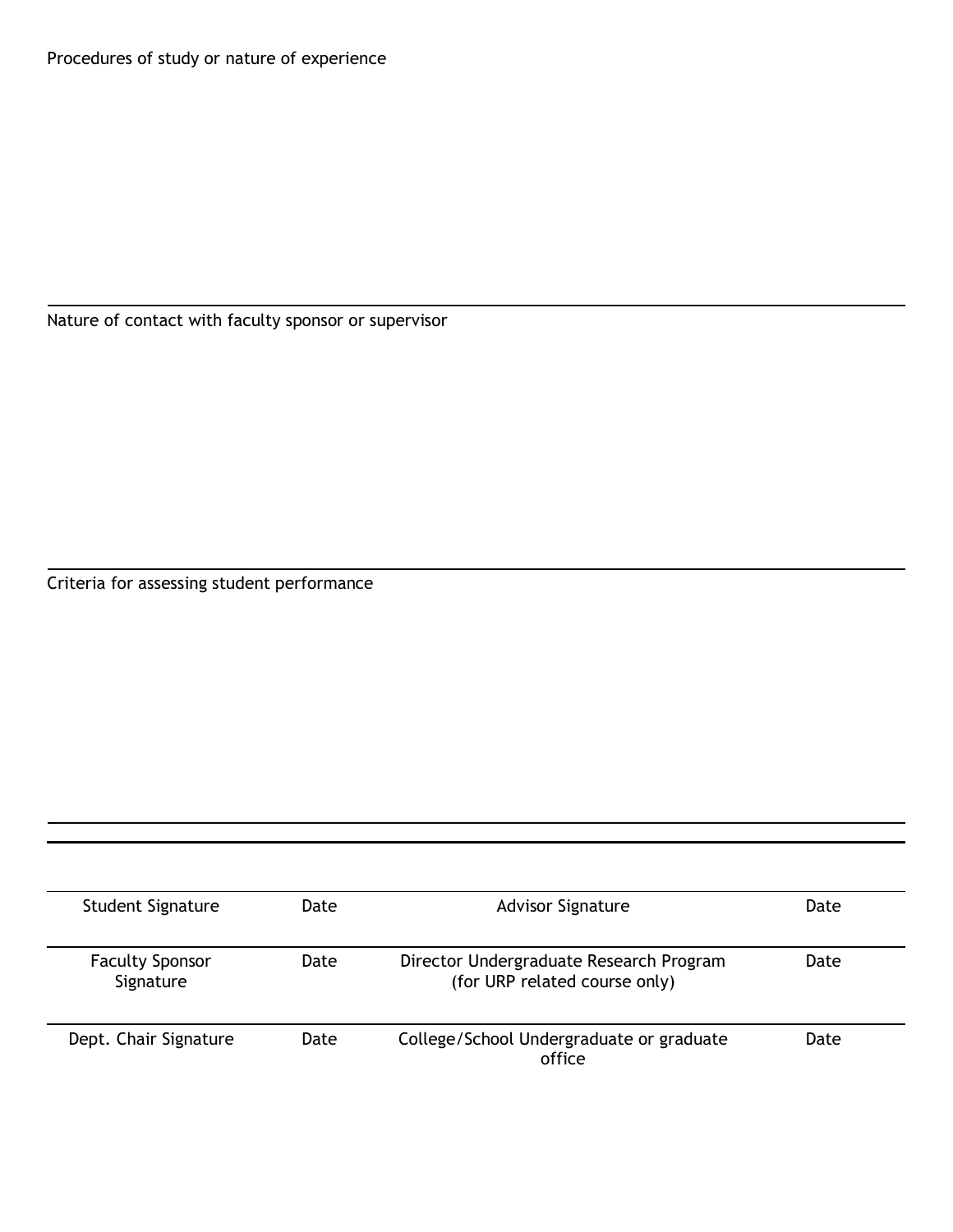Procedures of study or nature of experience

---

Nature of contact with faculty sponsor or supervisor

---

Criteria for assessing student performance

---

| | | | |
|---|---|---|---|
| Student Signature | Date | Advisor Signature | Date |
| Faculty Sponsor Signature | Date | Director Undergraduate Research Program (for URP related course only) | Date |
| Dept. Chair Signature | Date | College/School Undergraduate or graduate office | Date |